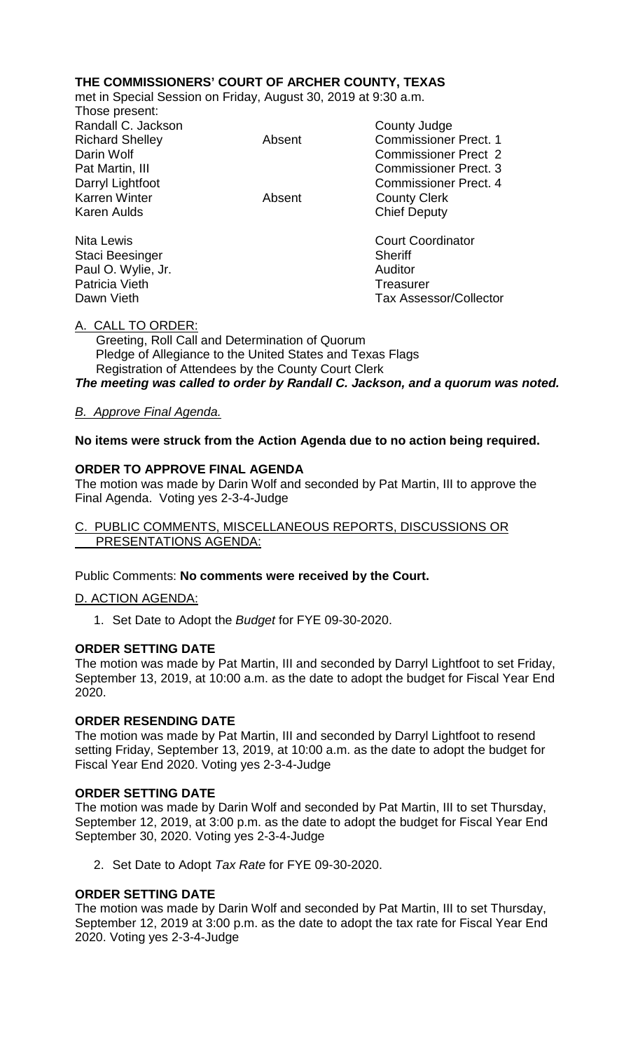**THE COMMISSIONERS' COURT OF ARCHER COUNTY, TEXAS**

met in Special Session on Friday, August 30, 2019 at 9:30 a.m.

Those present:

| | | |
|---|---|---|
| Randall C. Jackson | | County Judge |
| Richard Shelley | Absent | Commissioner Prect. 1 |
| Darin Wolf | | Commissioner Prect 2 |
| Pat Martin, III | | Commissioner Prect. 3 |
| Darryl Lightfoot | | Commissioner Prect. 4 |
| Karren Winter | Absent | County Clerk |
| Karen Aulds | | Chief Deputy |
| | | |
| Nita Lewis | | Court Coordinator |
| Staci Beesinger | | Sheriff |
| Paul O. Wylie, Jr. | | Auditor |
| Patricia Vieth | | Treasurer |
| Dawn Vieth | | Tax Assessor/Collector |

A. CALL TO ORDER:

Greeting, Roll Call and Determination of Quorum
Pledge of Allegiance to the United States and Texas Flags
Registration of Attendees by the County Court Clerk

***The meeting was called to order by Randall C. Jackson, and a quorum was noted.***

*B. Approve Final Agenda.*

**No items were struck from the Action Agenda due to no action being required.**

**ORDER TO APPROVE FINAL AGENDA**

The motion was made by Darin Wolf and seconded by Pat Martin, III to approve the Final Agenda. Voting yes 2-3-4-Judge

C. PUBLIC COMMENTS, MISCELLANEOUS REPORTS, DISCUSSIONS OR PRESENTATIONS AGENDA:

Public Comments: **No comments were received by the Court.**

D. ACTION AGENDA:

1. Set Date to Adopt the *Budget* for FYE 09-30-2020.

**ORDER SETTING DATE**

The motion was made by Pat Martin, III and seconded by Darryl Lightfoot to set Friday, September 13, 2019, at 10:00 a.m. as the date to adopt the budget for Fiscal Year End 2020.

**ORDER RESENDING DATE**

The motion was made by Pat Martin, III and seconded by Darryl Lightfoot to resend setting Friday, September 13, 2019, at 10:00 a.m. as the date to adopt the budget for Fiscal Year End 2020. Voting yes 2-3-4-Judge

**ORDER SETTING DATE**

The motion was made by Darin Wolf and seconded by Pat Martin, III to set Thursday, September 12, 2019, at 3:00 p.m. as the date to adopt the budget for Fiscal Year End September 30, 2020. Voting yes 2-3-4-Judge

2. Set Date to Adopt *Tax Rate* for FYE 09-30-2020.

**ORDER SETTING DATE**

The motion was made by Darin Wolf and seconded by Pat Martin, III to set Thursday, September 12, 2019 at 3:00 p.m. as the date to adopt the tax rate for Fiscal Year End 2020. Voting yes 2-3-4-Judge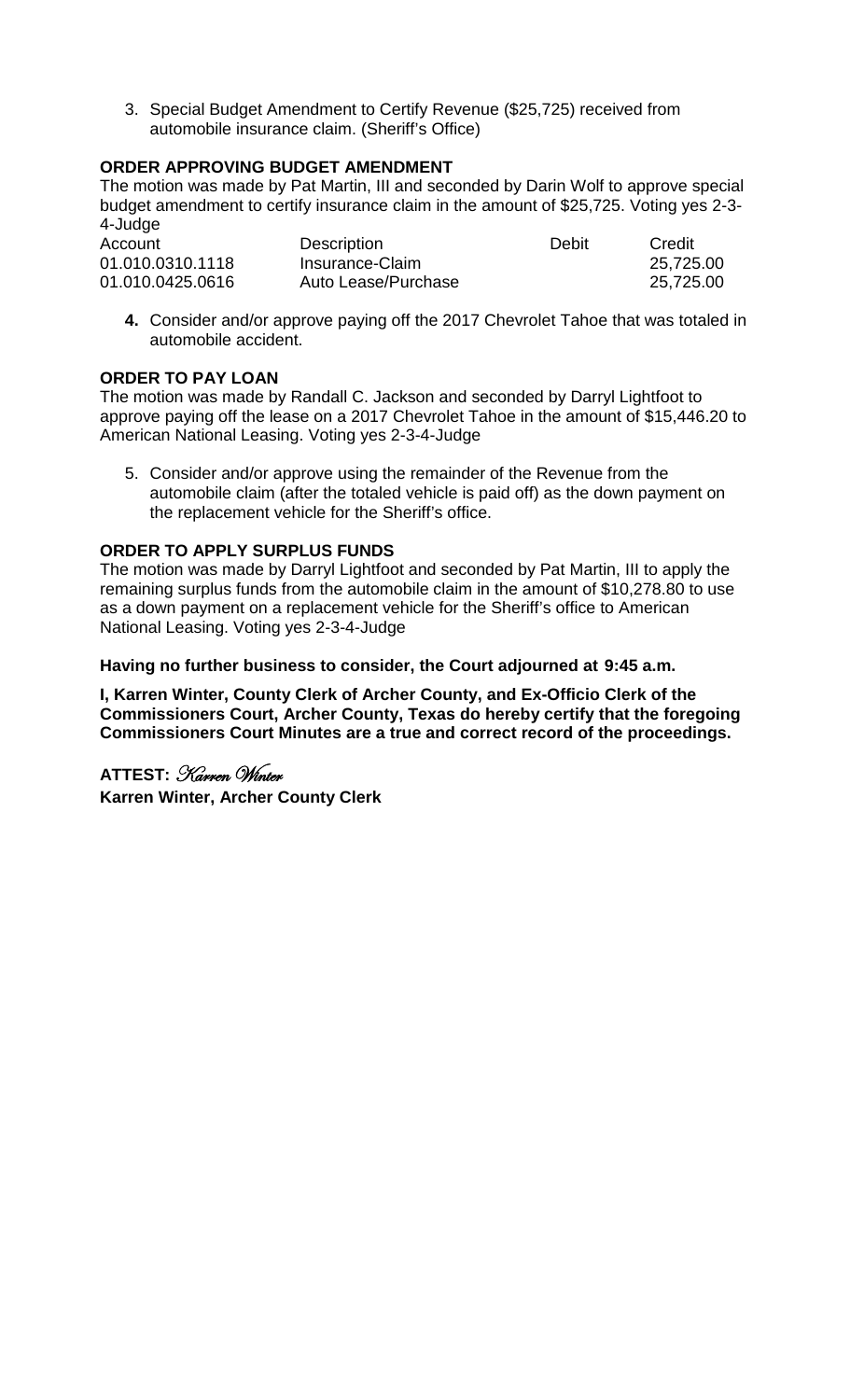3. Special Budget Amendment to Certify Revenue ($25,725) received from automobile insurance claim. (Sheriff's Office)

**ORDER APPROVING BUDGET AMENDMENT**

The motion was made by Pat Martin, III and seconded by Darin Wolf to approve special budget amendment to certify insurance claim in the amount of $25,725. Voting yes 2-3-4-Judge

| Account | Description | Debit | Credit |
|---|---|---|---|
| 01.010.0310.1118 | Insurance-Claim | | 25,725.00 |
| 01.010.0425.0616 | Auto Lease/Purchase | | 25,725.00 |

**4.** Consider and/or approve paying off the 2017 Chevrolet Tahoe that was totaled in automobile accident.

**ORDER TO PAY LOAN**

The motion was made by Randall C. Jackson and seconded by Darryl Lightfoot to approve paying off the lease on a 2017 Chevrolet Tahoe in the amount of $15,446.20 to American National Leasing. Voting yes 2-3-4-Judge

5. Consider and/or approve using the remainder of the Revenue from the automobile claim (after the totaled vehicle is paid off) as the down payment on the replacement vehicle for the Sheriff's office.

**ORDER TO APPLY SURPLUS FUNDS**

The motion was made by Darryl Lightfoot and seconded by Pat Martin, III to apply the remaining surplus funds from the automobile claim in the amount of $10,278.80 to use as a down payment on a replacement vehicle for the Sheriff's office to American National Leasing. Voting yes 2-3-4-Judge

**Having no further business to consider, the Court adjourned at 9:45 a.m.**

**I, Karren Winter, County Clerk of Archer County, and Ex-Officio Clerk of the Commissioners Court, Archer County, Texas do hereby certify that the foregoing Commissioners Court Minutes are a true and correct record of the proceedings.**

**ATTEST:** *Karren Winter*

**Karren Winter, Archer County Clerk**